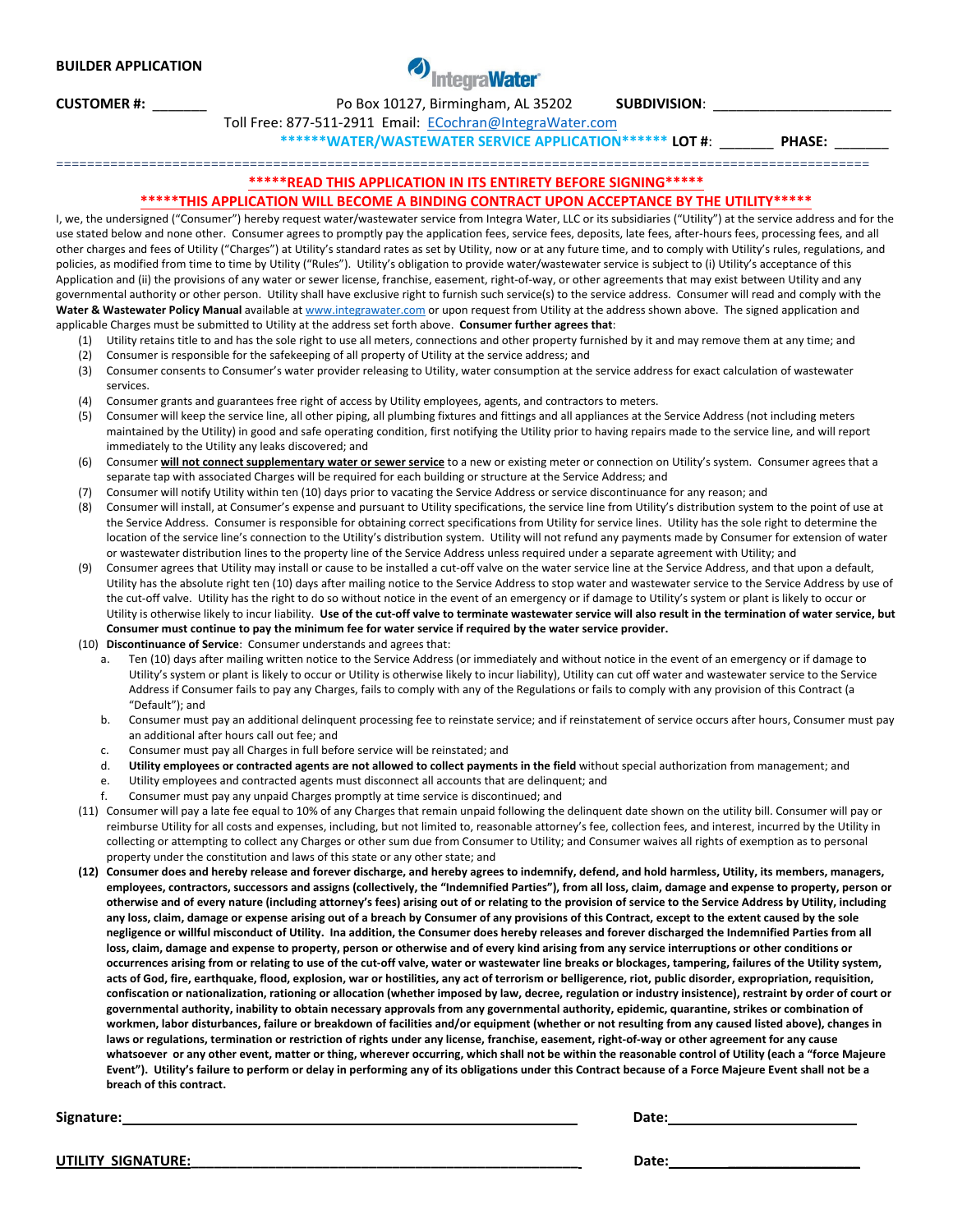**BUILDER APPLICATION**

IntegraWater

**CUSTOMER #:** _______ Po Box 10127, Birmingham, AL 35202 **SUBDIVISION**: ______________________

Toll Free: 877-511-2911 Email: ECochran@IntegraWater.com

******WATER/WASTEWATER SERVICE APPLICATION****** **LOT #**: _______ **PHASE:** _______

================================================================================================

*****READ THIS APPLICATION IN ITS ENTIRETY BEFORE SIGNING*****

*****THIS APPLICATION WILL BECOME A BINDING CONTRACT UPON ACCEPTANCE BY THE UTILITY*****

I, we, the undersigned ("Consumer") hereby request water/wastewater service from Integra Water, LLC or its subsidiaries ("Utility") at the service address and for the use stated below and none other. Consumer agrees to promptly pay the application fees, service fees, deposits, late fees, after-hours fees, processing fees, and all other charges and fees of Utility ("Charges") at Utility's standard rates as set by Utility, now or at any future time, and to comply with Utility's rules, regulations, and policies, as modified from time to time by Utility ("Rules"). Utility's obligation to provide water/wastewater service is subject to (i) Utility's acceptance of this Application and (ii) the provisions of any water or sewer license, franchise, easement, right-of-way, or other agreements that may exist between Utility and any governmental authority or other person. Utility shall have exclusive right to furnish such service(s) to the service address. Consumer will read and comply with the **Water & Wastewater Policy Manual** available at www.integrawater.com or upon request from Utility at the address shown above. The signed application and applicable Charges must be submitted to Utility at the address set forth above. **Consumer further agrees that**:

(1) Utility retains title to and has the sole right to use all meters, connections and other property furnished by it and may remove them at any time; and

(2) Consumer is responsible for the safekeeping of all property of Utility at the service address; and

(3) Consumer consents to Consumer's water provider releasing to Utility, water consumption at the service address for exact calculation of wastewater services.

(4) Consumer grants and guarantees free right of access by Utility employees, agents, and contractors to meters.

(5) Consumer will keep the service line, all other piping, all plumbing fixtures and fittings and all appliances at the Service Address (not including meters maintained by the Utility) in good and safe operating condition, first notifying the Utility prior to having repairs made to the service line, and will report immediately to the Utility any leaks discovered; and

(6) Consumer **will not connect supplementary water or sewer service** to a new or existing meter or connection on Utility's system. Consumer agrees that a separate tap with associated Charges will be required for each building or structure at the Service Address; and

(7) Consumer will notify Utility within ten (10) days prior to vacating the Service Address or service discontinuance for any reason; and

(8) Consumer will install, at Consumer's expense and pursuant to Utility specifications, the service line from Utility's distribution system to the point of use at the Service Address. Consumer is responsible for obtaining correct specifications from Utility for service lines. Utility has the sole right to determine the location of the service line's connection to the Utility's distribution system. Utility will not refund any payments made by Consumer for extension of water or wastewater distribution lines to the property line of the Service Address unless required under a separate agreement with Utility; and

(9) Consumer agrees that Utility may install or cause to be installed a cut-off valve on the water service line at the Service Address, and that upon a default, Utility has the absolute right ten (10) days after mailing notice to the Service Address to stop water and wastewater service to the Service Address by use of the cut-off valve. Utility has the right to do so without notice in the event of an emergency or if damage to Utility's system or plant is likely to occur or Utility is otherwise likely to incur liability. **Use of the cut-off valve to terminate wastewater service will also result in the termination of water service, but Consumer must continue to pay the minimum fee for water service if required by the water service provider.**

(10) **Discontinuance of Service**: Consumer understands and agrees that:

   a. Ten (10) days after mailing written notice to the Service Address (or immediately and without notice in the event of an emergency or if damage to Utility's system or plant is likely to occur or Utility is otherwise likely to incur liability), Utility can cut off water and wastewater service to the Service Address if Consumer fails to pay any Charges, fails to comply with any of the Regulations or fails to comply with any provision of this Contract (a "Default"); and

   b. Consumer must pay an additional delinquent processing fee to reinstate service; and if reinstatement of service occurs after hours, Consumer must pay an additional after hours call out fee; and

   c. Consumer must pay all Charges in full before service will be reinstated; and

   d. **Utility employees or contracted agents are not allowed to collect payments in the field** without special authorization from management; and

   e. Utility employees and contracted agents must disconnect all accounts that are delinquent; and

   f. Consumer must pay any unpaid Charges promptly at time service is discontinued; and

(11) Consumer will pay a late fee equal to 10% of any Charges that remain unpaid following the delinquent date shown on the utility bill. Consumer will pay or reimburse Utility for all costs and expenses, including, but not limited to, reasonable attorney's fee, collection fees, and interest, incurred by the Utility in collecting or attempting to collect any Charges or other sum due from Consumer to Utility; and Consumer waives all rights of exemption as to personal property under the constitution and laws of this state or any other state; and

**(12) Consumer does and hereby release and forever discharge, and hereby agrees to indemnify, defend, and hold harmless, Utility, its members, managers, employees, contractors, successors and assigns (collectively, the "Indemnified Parties"), from all loss, claim, damage and expense to property, person or otherwise and of every nature (including attorney's fees) arising out of or relating to the provision of service to the Service Address by Utility, including any loss, claim, damage or expense arising out of a breach by Consumer of any provisions of this Contract, except to the extent caused by the sole negligence or willful misconduct of Utility. Ina addition, the Consumer does hereby releases and forever discharged the Indemnified Parties from all loss, claim, damage and expense to property, person or otherwise and of every kind arising from any service interruptions or other conditions or occurrences arising from or relating to use of the cut-off valve, water or wastewater line breaks or blockages, tampering, failures of the Utility system, acts of God, fire, earthquake, flood, explosion, war or hostilities, any act of terrorism or belligerence, riot, public disorder, expropriation, requisition, confiscation or nationalization, rationing or allocation (whether imposed by law, decree, regulation or industry insistence), restraint by order of court or governmental authority, inability to obtain necessary approvals from any governmental authority, epidemic, quarantine, strikes or combination of workmen, labor disturbances, failure or breakdown of facilities and/or equipment (whether or not resulting from any caused listed above), changes in laws or regulations, termination or restriction of rights under any license, franchise, easement, right-of-way or other agreement for any cause whatsoever or any other event, matter or thing, wherever occurring, which shall not be within the reasonable control of Utility (each a "force Majeure Event"). Utility's failure to perform or delay in performing any of its obligations under this Contract because of a Force Majeure Event shall not be a breach of this contract.**

**Signature:**_______________________________________________ **Date:**______________________

**UTILITY SIGNATURE:**_________________________________________ **Date:**______________________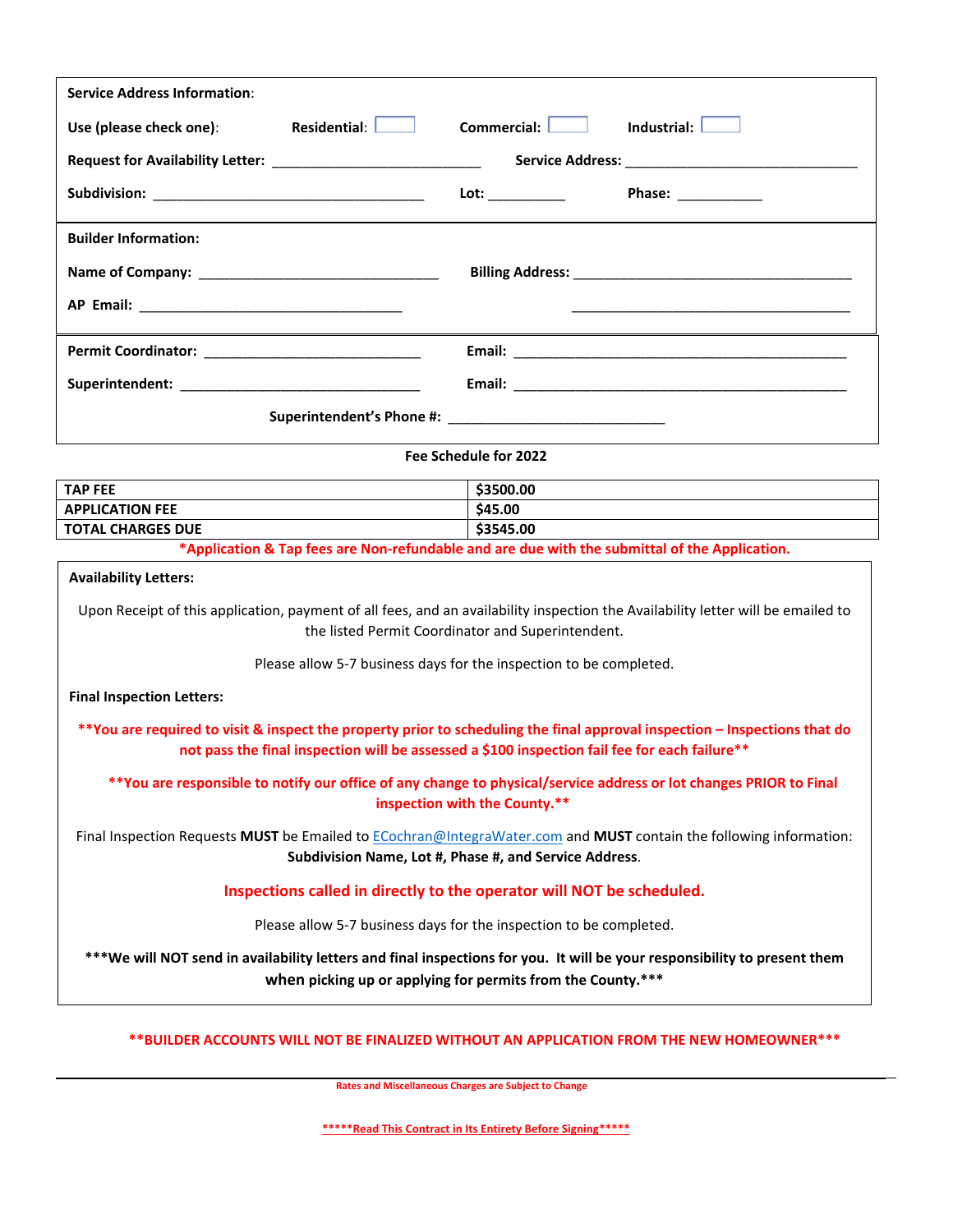**Service Address Information**:

**Use (please check one)**: **Residential**: ☐ **Commercial**: ☐ **Industrial**: ☐

**Request for Availability Letter**: ____________________________ **Service Address**: ________________________________

**Subdivision**: ____________________________________ **Lot**: __________ **Phase**: ___________

**Builder Information:**

**Name of Company**: ________________________________ **Billing Address**: ______________________________________

**AP Email**: ___________________________________ ______________________________________

**Permit Coordinator**: _____________________________ **Email**: _____________________________________________

**Superintendent**: ________________________________ **Email**: _____________________________________________

**Superintendent's Phone #**: _____________________________

**Fee Schedule for 2022**

| | |
|---|---|
| **TAP FEE** | **$3500.00** |
| **APPLICATION FEE** | **$45.00** |
| **TOTAL CHARGES DUE** | **$3545.00** |

***Application & Tap fees are Non-refundable and are due with the submittal of the Application.**

**Availability Letters:**

Upon Receipt of this application, payment of all fees, and an availability inspection the Availability letter will be emailed to the listed Permit Coordinator and Superintendent.

Please allow 5-7 business days for the inspection to be completed.

**Final Inspection Letters:**

****You are required to visit & inspect the property prior to scheduling the final approval inspection – Inspections that do not pass the final inspection will be assessed a $100 inspection fail fee for each failure****

****You are responsible to notify our office of any change to physical/service address or lot changes PRIOR to Final inspection with the County.****

Final Inspection Requests **MUST** be Emailed to ECochran@IntegraWater.com and **MUST** contain the following information: **Subdivision Name, Lot #, Phase #, and Service Address**.

**Inspections called in directly to the operator will NOT be scheduled.**

Please allow 5-7 business days for the inspection to be completed.

*****We will NOT send in availability letters and final inspections for you. It will be your responsibility to present them when picking up or applying for permits from the County.*****

****BUILDER ACCOUNTS WILL NOT BE FINALIZED WITHOUT AN APPLICATION FROM THE NEW HOMEOWNER*****

**Rates and Miscellaneous Charges are Subject to Change**

*******Read This Contract in Its Entirety Before Signing*******